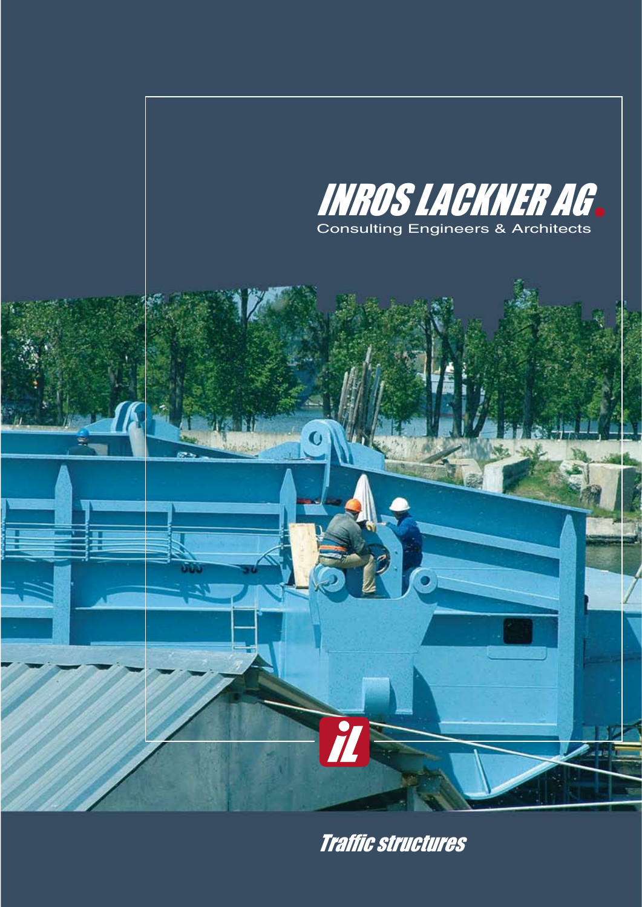# INROS LACKNER AG

Consulting Engineers & Architects

iL

## *Traffic structures*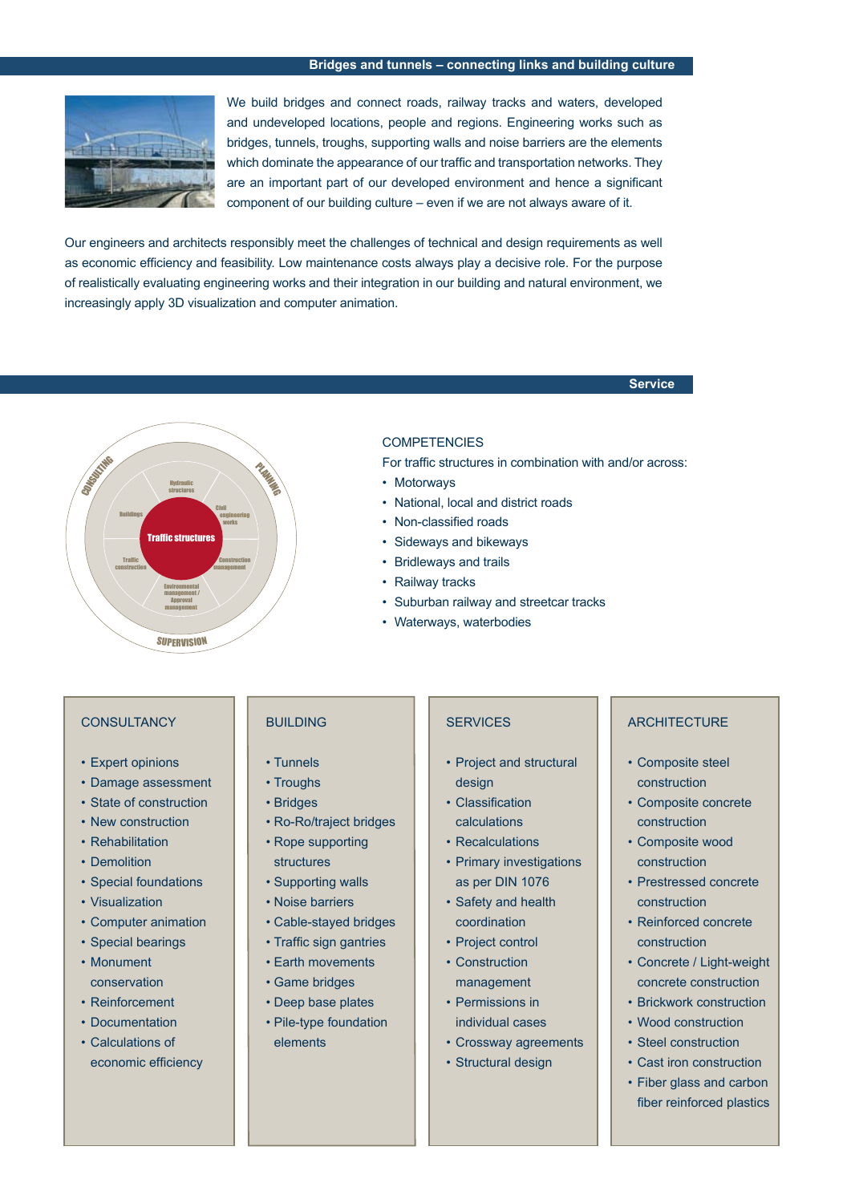## Bridges and tunnels – connecting links and building culture

We build bridges and connect roads, railway tracks and waters, developed and undeveloped locations, people and regions. Engineering works such as bridges, tunnels, troughs, supporting walls and noise barriers are the elements which dominate the appearance of our traffic and transportation networks. They are an important part of our developed environment and hence a significant component of our building culture – even if we are not always aware of it.

Our engineers and architects responsibly meet the challenges of technical and design requirements as well as economic efficiency and feasibility. Low maintenance costs always play a decisive role. For the purpose of realistically evaluating engineering works and their integration in our building and natural environment, we increasingly apply 3D visualization and computer animation.

## Service

CONSULTING · PLANNING · SUPERVISION

Traffic structures: Hydraulic structures · Civil engineering works · Construction management · Environmental management / Approval management · Traffic construction · Buildings

COMPETENCIES

For traffic structures in combination with and/or across:

- Motorways
- National, local and district roads
- Non-classified roads
- Sideways and bikeways
- Bridleways and trails
- Railway tracks
- Suburban railway and streetcar tracks
- Waterways, waterbodies

### CONSULTANCY

- Expert opinions
- Damage assessment
- State of construction
- New construction
- Rehabilitation
- Demolition
- Special foundations
- Visualization
- Computer animation
- Special bearings
- Monument conservation
- Reinforcement
- Documentation
- Calculations of economic efficiency

### BUILDING

- Tunnels
- Troughs
- Bridges
- Ro-Ro/traject bridges
- Rope supporting structures
- Supporting walls
- Noise barriers
- Cable-stayed bridges
- Traffic sign gantries
- Earth movements
- Game bridges
- Deep base plates
- Pile-type foundation elements

### SERVICES

- Project and structural design
- Classification calculations
- Recalculations
- Primary investigations as per DIN 1076
- Safety and health coordination
- Project control
- Construction management
- Permissions in individual cases
- Crossway agreements
- Structural design

### ARCHITECTURE

- Composite steel construction
- Composite concrete construction
- Composite wood construction
- Prestressed concrete construction
- Reinforced concrete construction
- Concrete / Light-weight concrete construction
- Brickwork construction
- Wood construction
- Steel construction
- Cast iron construction
- Fiber glass and carbon fiber reinforced plastics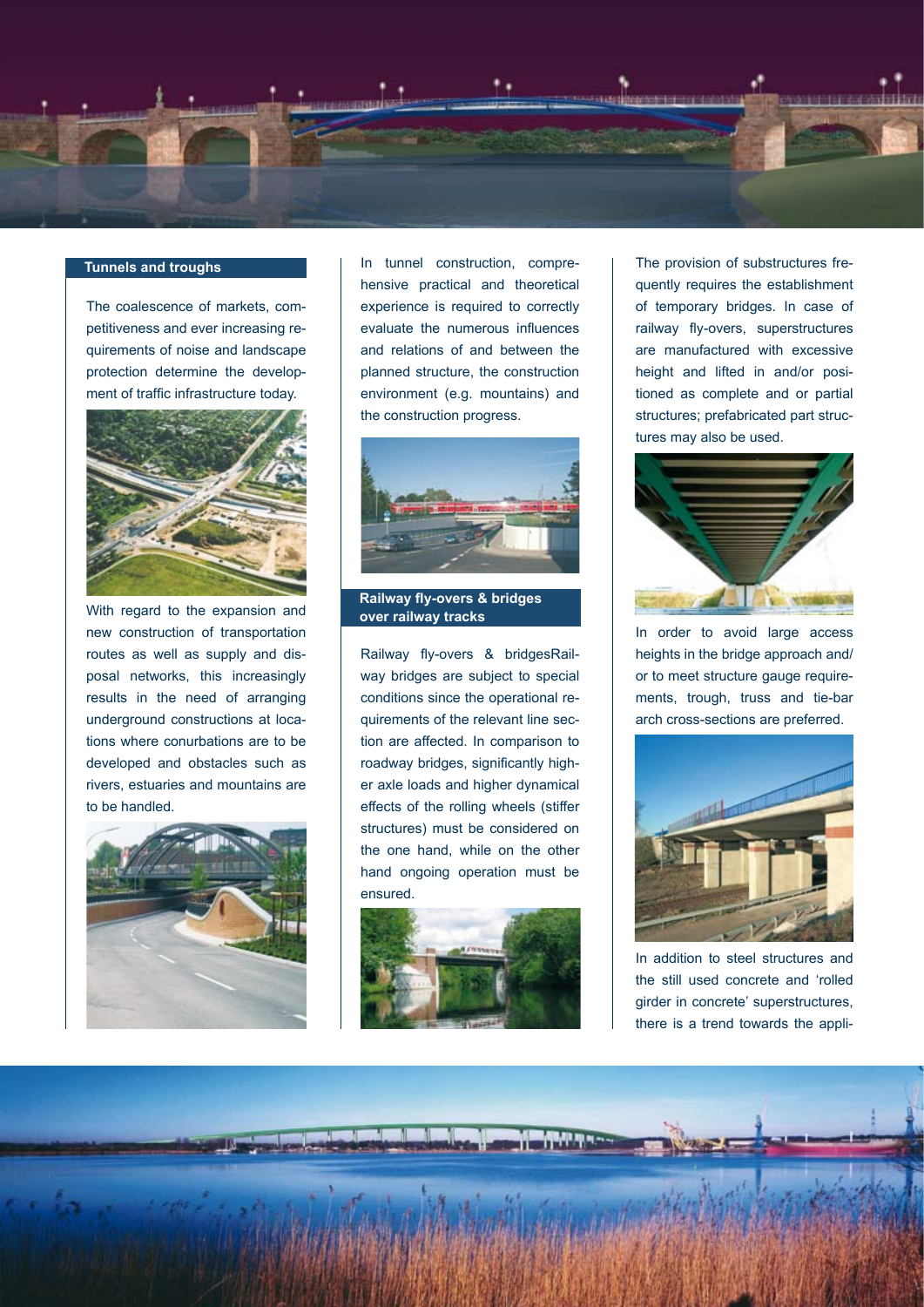## Tunnels and troughs

The coalescence of markets, competitiveness and ever increasing requirements of noise and landscape protection determine the development of traffic infrastructure today.

With regard to the expansion and new construction of transportation routes as well as supply and disposal networks, this increasingly results in the need of arranging underground constructions at locations where conurbations are to be developed and obstacles such as rivers, estuaries and mountains are to be handled.

In tunnel construction, comprehensive practical and theoretical experience is required to correctly evaluate the numerous influences and relations of and between the planned structure, the construction environment (e.g. mountains) and the construction progress.

## Railway fly-overs & bridges over railway tracks

Railway fly-overs & bridgesRailway bridges are subject to special conditions since the operational requirements of the relevant line section are affected. In comparison to roadway bridges, significantly higher axle loads and higher dynamical effects of the rolling wheels (stiffer structures) must be considered on the one hand, while on the other hand ongoing operation must be ensured.

The provision of substructures frequently requires the establishment of temporary bridges. In case of railway fly-overs, superstructures are manufactured with excessive height and lifted in and/or positioned as complete and or partial structures; prefabricated part structures may also be used.

In order to avoid large access heights in the bridge approach and/or to meet structure gauge requirements, trough, truss and tie-bar arch cross-sections are preferred.

In addition to steel structures and the still used concrete and 'rolled girder in concrete' superstructures, there is a trend towards the appli-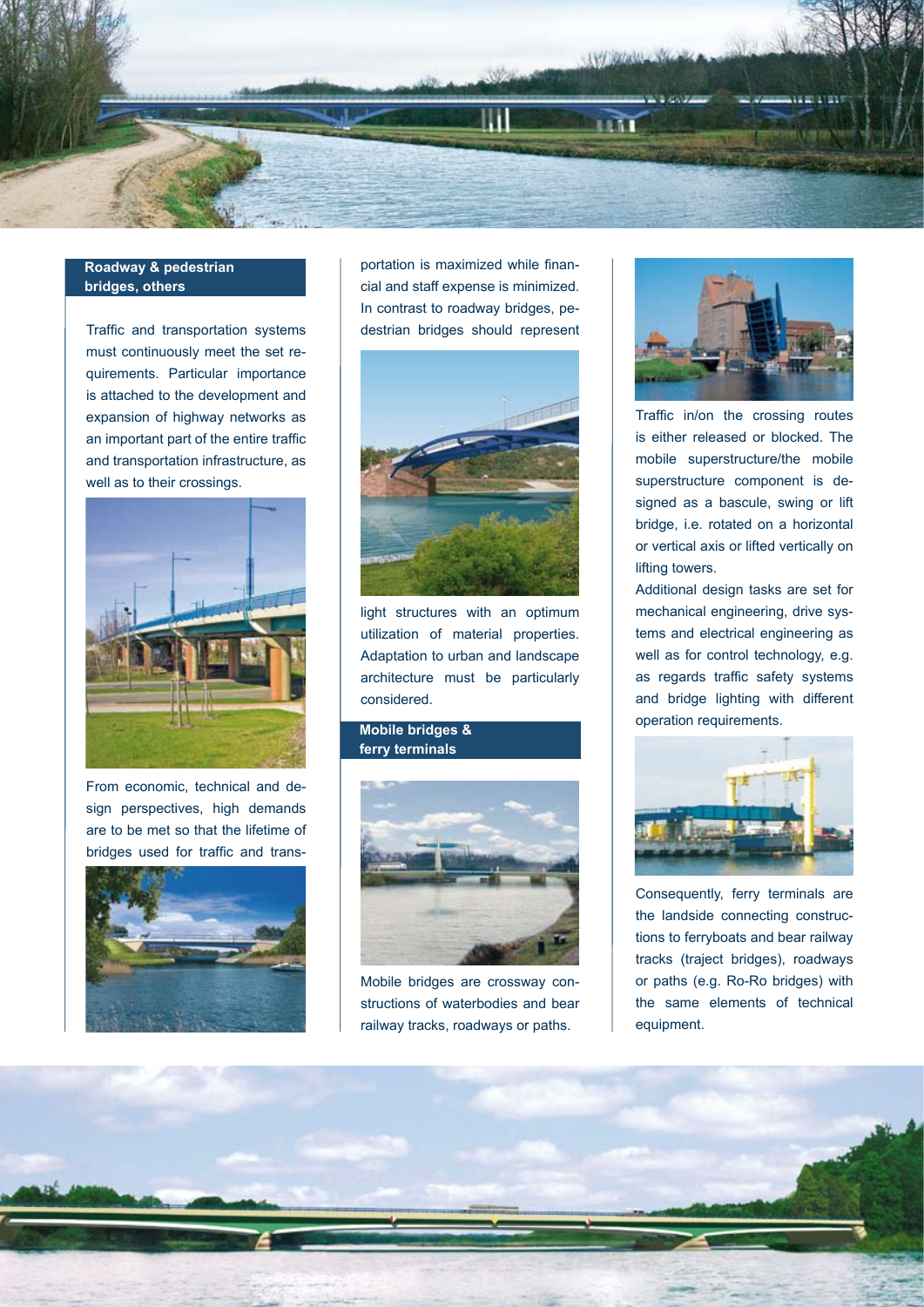## Roadway & pedestrian bridges, others

Traffic and transportation systems must continuously meet the set requirements. Particular importance is attached to the development and expansion of highway networks as an important part of the entire traffic and transportation infrastructure, as well as to their crossings.

From economic, technical and design perspectives, high demands are to be met so that the lifetime of bridges used for traffic and transportation is maximized while financial and staff expense is minimized. In contrast to roadway bridges, pedestrian bridges should represent light structures with an optimum utilization of material properties. Adaptation to urban and landscape architecture must be particularly considered.

## Mobile bridges & ferry terminals

Mobile bridges are crossway constructions of waterbodies and bear railway tracks, roadways or paths.

Traffic in/on the crossing routes is either released or blocked. The mobile superstructure/the mobile superstructure component is designed as a bascule, swing or lift bridge, i.e. rotated on a horizontal or vertical axis or lifted vertically on lifting towers.

Additional design tasks are set for mechanical engineering, drive systems and electrical engineering as well as for control technology, e.g. as regards traffic safety systems and bridge lighting with different operation requirements.

Consequently, ferry terminals are the landside connecting constructions to ferryboats and bear railway tracks (traject bridges), roadways or paths (e.g. Ro-Ro bridges) with the same elements of technical equipment.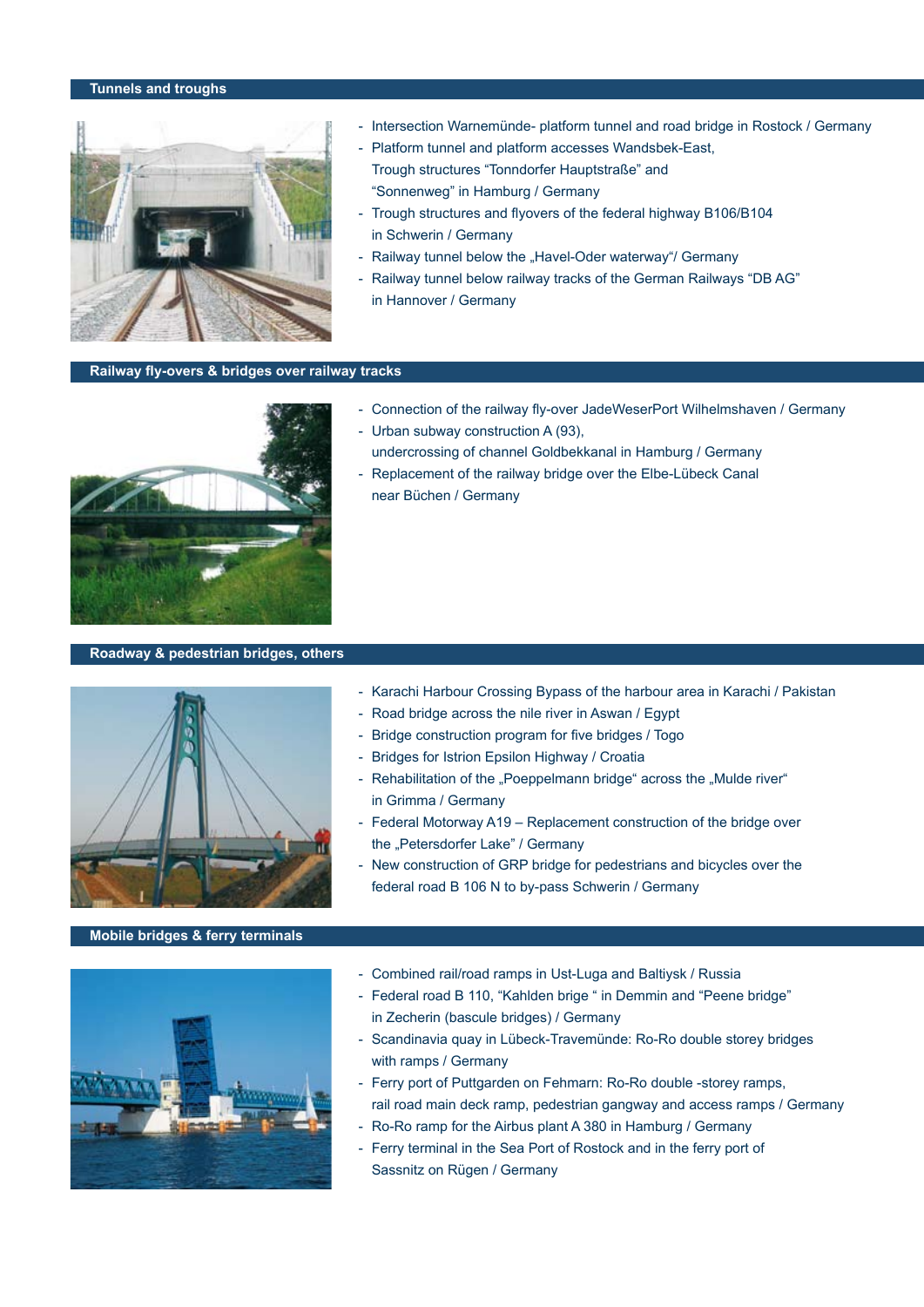## Tunnels and troughs

- Intersection Warnemünde- platform tunnel and road bridge in Rostock / Germany
- Platform tunnel and platform accesses Wandsbek-East, Trough structures “Tonndorfer Hauptstraße” and “Sonnenweg” in Hamburg / Germany
- Trough structures and flyovers of the federal highway B106/B104 in Schwerin / Germany
- Railway tunnel below the „Havel-Oder waterway“/ Germany
- Railway tunnel below railway tracks of the German Railways “DB AG” in Hannover / Germany

## Railway fly-overs & bridges over railway tracks

- Connection of the railway fly-over JadeWeserPort Wilhelmshaven / Germany
- Urban subway construction A (93), undercrossing of channel Goldbekkanal in Hamburg / Germany
- Replacement of the railway bridge over the Elbe-Lübeck Canal near Büchen / Germany

## Roadway & pedestrian bridges, others

- Karachi Harbour Crossing Bypass of the harbour area in Karachi / Pakistan
- Road bridge across the nile river in Aswan / Egypt
- Bridge construction program for five bridges / Togo
- Bridges for Istrion Epsilon Highway / Croatia
- Rehabilitation of the „Poeppelmann bridge“ across the „Mulde river“ in Grimma / Germany
- Federal Motorway A19 – Replacement construction of the bridge over the „Petersdorfer Lake“ / Germany
- New construction of GRP bridge for pedestrians and bicycles over the federal road B 106 N to by-pass Schwerin / Germany

## Mobile bridges & ferry terminals

- Combined rail/road ramps in Ust-Luga and Baltiysk / Russia
- Federal road B 110, “Kahlden brige “ in Demmin and “Peene bridge” in Zecherin (bascule bridges) / Germany
- Scandinavia quay in Lübeck-Travemünde: Ro-Ro double storey bridges with ramps / Germany
- Ferry port of Puttgarden on Fehmarn: Ro-Ro double -storey ramps, rail road main deck ramp, pedestrian gangway and access ramps / Germany
- Ro-Ro ramp for the Airbus plant A 380 in Hamburg / Germany
- Ferry terminal in the Sea Port of Rostock and in the ferry port of Sassnitz on Rügen / Germany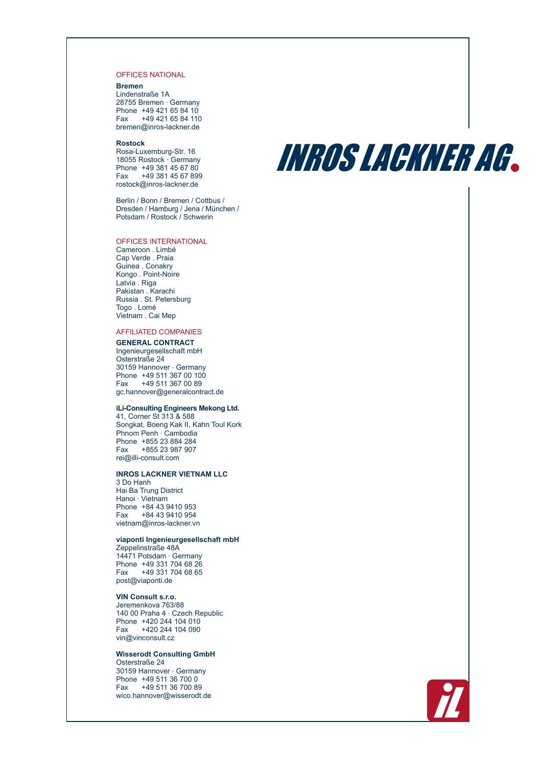## OFFICES NATIONAL

**Bremen**
Lindenstraße 1A
28755 Bremen · Germany
Phone +49 421 65 84 10
Fax +49 421 65 84 110
bremen@inros-lackner.de

**Rostock**
Rosa-Luxemburg-Str. 16
18055 Rostock · Germany
Phone +49 381 45 67 80
Fax +49 381 45 67 899
rostock@inros-lackner.de

Berlin / Bonn / Bremen / Cottbus /
Dresden / Hamburg / Jena / München /
Potsdam / Rostock / Schwerin

## OFFICES INTERNATIONAL

Cameroon . Limbé
Cap Verde . Praia
Guinea . Conakry
Kongo . Point-Noire
Latvia . Riga
Pakistan . Karachi
Russia . St. Petersburg
Togo . Lomé
Vietnam . Cai Mep

## AFFILIATED COMPANIES

**GENERAL CONTRACT**
Ingenieurgesellschaft mbH
Osterstraße 24
30159 Hannover · Germany
Phone +49 511 367 00 100
Fax +49 511 367 00 89
gc.hannover@generalcontract.de

**iLi-Consulting Engineers Mekong Ltd.**
41, Corner St 313 & 588
Songkat, Boeng Kak II, Kahn Toul Kork
Phnom Penh · Cambodia
Phone +855 23 884 284
Fax +855 23 987 907
rei@illi-consult.com

**INROS LACKNER VIETNAM LLC**
3 Do Hanh
Hai Ba Trung District
Hanoi · Vietnam
Phone +84 43 9410 953
Fax +84 43 9410 954
vietnam@inros-lackner.vn

**viaponti Ingenieurgesellschaft mbH**
Zeppelinstraße 48A
14471 Potsdam · Germany
Phone +49 331 704 68 26
Fax +49 331 704 68 65
post@viaponti.de

**VIN Consult s.r.o.**
Jeremenkova 763/88
140 00 Praha 4 · Czech Republic
Phone +420 244 104 010
Fax +420 244 104 090
vin@vinconsult.cz

**Wisserodt Consulting GmbH**
Osterstraße 24
30159 Hannover · Germany
Phone +49 511 36 700 0
Fax +49 511 36 700 89
wico.hannover@wisserodt.de

INROS LACKNER AG.

iL